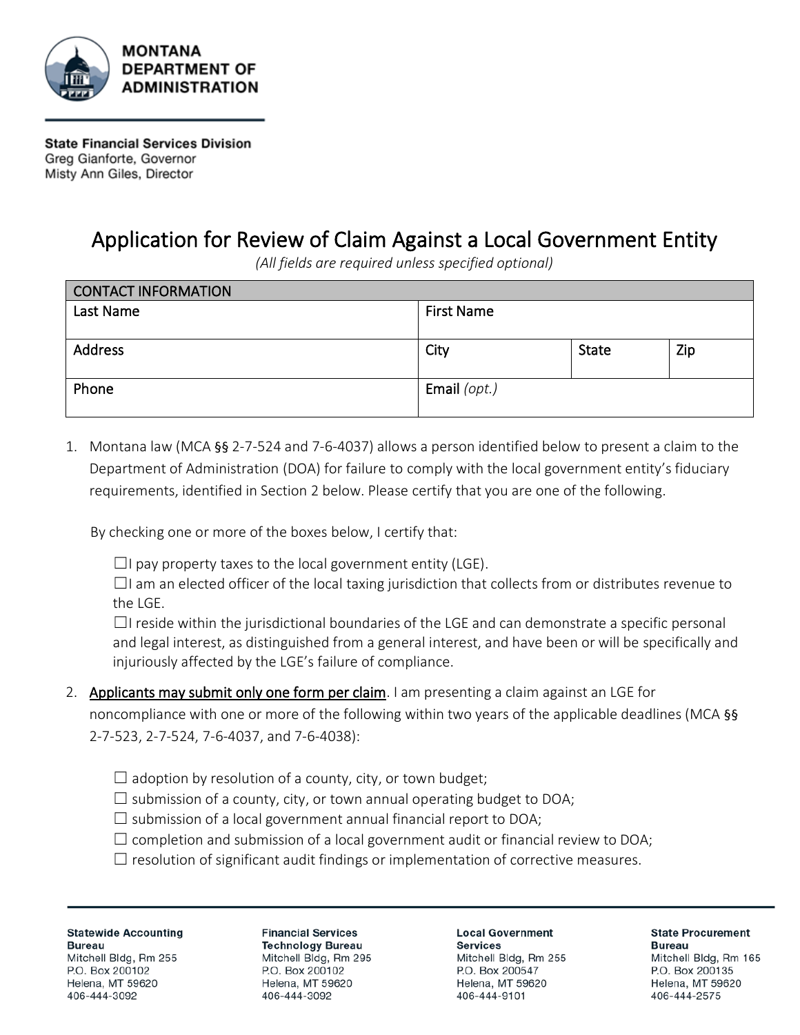**MONTANA DEPARTMENT OF ADMINISTRATION**

**State Financial Services Division**
Greg Gianforte, Governor
Misty Ann Giles, Director

# Application for Review of Claim Against a Local Government Entity

*(All fields are required unless specified optional)*

| CONTACT INFORMATION | | | |
|---|---|---|---|
| Last Name | First Name | | |
| Address | City | State | Zip |
| Phone | Email *(opt.)* | | |

1. Montana law (MCA §§ 2-7-524 and 7-6-4037) allows a person identified below to present a claim to the Department of Administration (DOA) for failure to comply with the local government entity's fiduciary requirements, identified in Section 2 below. Please certify that you are one of the following.

   By checking one or more of the boxes below, I certify that:

   ☐ I pay property taxes to the local government entity (LGE).
   ☐ I am an elected officer of the local taxing jurisdiction that collects from or distributes revenue to the LGE.
   ☐ I reside within the jurisdictional boundaries of the LGE and can demonstrate a specific personal and legal interest, as distinguished from a general interest, and have been or will be specifically and injuriously affected by the LGE's failure of compliance.

2. <u>Applicants may submit only one form per claim</u>. I am presenting a claim against an LGE for noncompliance with one or more of the following within two years of the applicable deadlines (MCA §§ 2-7-523, 2-7-524, 7-6-4037, and 7-6-4038):

   ☐ adoption by resolution of a county, city, or town budget;
   ☐ submission of a county, city, or town annual operating budget to DOA;
   ☐ submission of a local government annual financial report to DOA;
   ☐ completion and submission of a local government audit or financial review to DOA;
   ☐ resolution of significant audit findings or implementation of corrective measures.

**Statewide Accounting Bureau**
Mitchell Bldg, Rm 255
P.O. Box 200102
Helena, MT 59620
406-444-3092

**Financial Services Technology Bureau**
Mitchell Bldg, Rm 295
P.O. Box 200102
Helena, MT 59620
406-444-3092

**Local Government Services**
Mitchell Bldg, Rm 255
P.O. Box 200547
Helena, MT 59620
406-444-9101

**State Procurement Bureau**
Mitchell Bldg, Rm 165
P.O. Box 200135
Helena, MT 59620
406-444-2575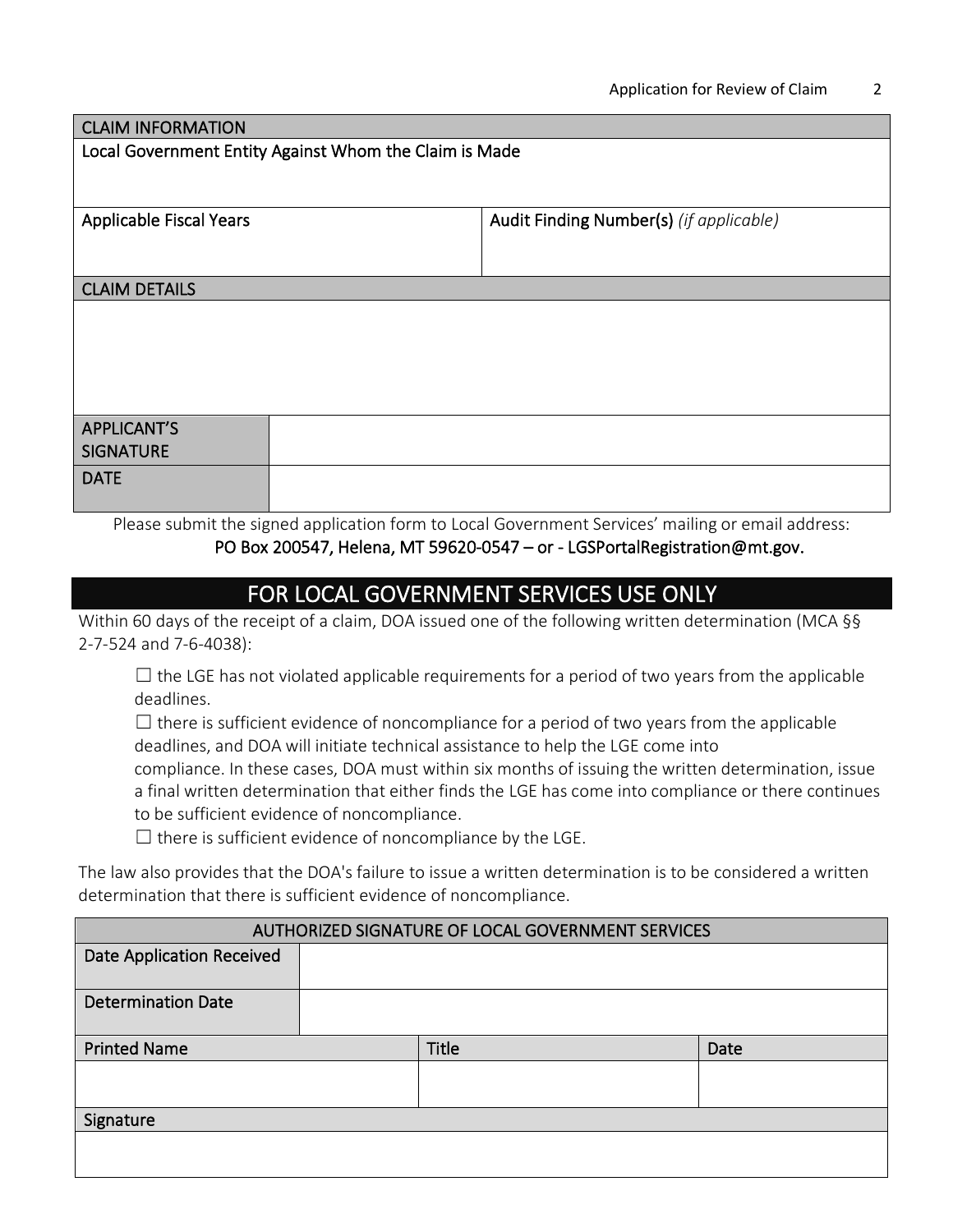| CLAIM INFORMATION | |
| --- | --- |
| Local Government Entity Against Whom the Claim is Made | |
| Applicable Fiscal Years | Audit Finding Number(s) *(if applicable)* |

| CLAIM DETAILS |
| --- |
| |

| | |
| --- | --- |
| APPLICANT'S SIGNATURE | |
| DATE | |

Please submit the signed application form to Local Government Services' mailing or email address:
**PO Box 200547, Helena, MT 59620-0547 – or - LGSPortalRegistration@mt.gov.**

## FOR LOCAL GOVERNMENT SERVICES USE ONLY

Within 60 days of the receipt of a claim, DOA issued one of the following written determination (MCA §§ 2-7-524 and 7-6-4038):

☐ the LGE has not violated applicable requirements for a period of two years from the applicable deadlines.
☐ there is sufficient evidence of noncompliance for a period of two years from the applicable deadlines, and DOA will initiate technical assistance to help the LGE come into compliance. In these cases, DOA must within six months of issuing the written determination, issue a final written determination that either finds the LGE has come into compliance or there continues to be sufficient evidence of noncompliance.
☐ there is sufficient evidence of noncompliance by the LGE.

The law also provides that the DOA's failure to issue a written determination is to be considered a written determination that there is sufficient evidence of noncompliance.

| AUTHORIZED SIGNATURE OF LOCAL GOVERNMENT SERVICES | | |
| --- | --- | --- |
| Date Application Received | | |
| Determination Date | | |
| Printed Name | Title | Date |
| | | |
| Signature | | |
| | | |